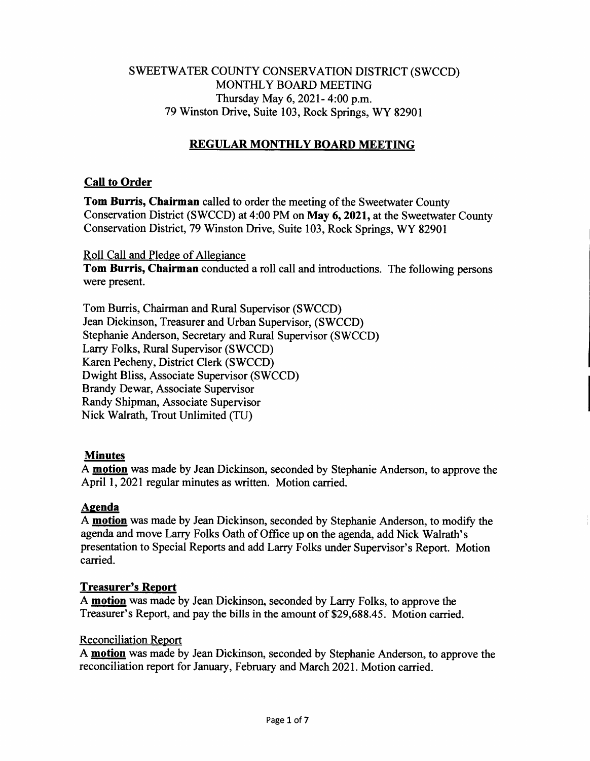SWEETWATER COUNTY CONSERVATION DISTRICT (SWCCD)
MONTHLY BOARD MEETING
Thursday May 6, 2021- 4:00 p.m.
79 Winston Drive, Suite 103, Rock Springs, WY 82901

# REGULAR MONTHLY BOARD MEETING

## Call to Order

**Tom Burris, Chairman** called to order the meeting of the Sweetwater County Conservation District (SWCCD) at 4:00 PM on **May 6, 2021,** at the Sweetwater County Conservation District, 79 Winston Drive, Suite 103, Rock Springs, WY 82901

### Roll Call and Pledge of Allegiance

**Tom Burris, Chairman** conducted a roll call and introductions. The following persons were present.

Tom Burris, Chairman and Rural Supervisor (SWCCD)
Jean Dickinson, Treasurer and Urban Supervisor, (SWCCD)
Stephanie Anderson, Secretary and Rural Supervisor (SWCCD)
Larry Folks, Rural Supervisor (SWCCD)
Karen Pecheny, District Clerk (SWCCD)
Dwight Bliss, Associate Supervisor (SWCCD)
Brandy Dewar, Associate Supervisor
Randy Shipman, Associate Supervisor
Nick Walrath, Trout Unlimited (TU)

## Minutes

A **motion** was made by Jean Dickinson, seconded by Stephanie Anderson, to approve the April 1, 2021 regular minutes as written. Motion carried.

## Agenda

A **motion** was made by Jean Dickinson, seconded by Stephanie Anderson, to modify the agenda and move Larry Folks Oath of Office up on the agenda, add Nick Walrath's presentation to Special Reports and add Larry Folks under Supervisor's Report. Motion carried.

## Treasurer's Report

A **motion** was made by Jean Dickinson, seconded by Larry Folks, to approve the Treasurer's Report, and pay the bills in the amount of $29,688.45. Motion carried.

### Reconciliation Report

A **motion** was made by Jean Dickinson, seconded by Stephanie Anderson, to approve the reconciliation report for January, February and March 2021. Motion carried.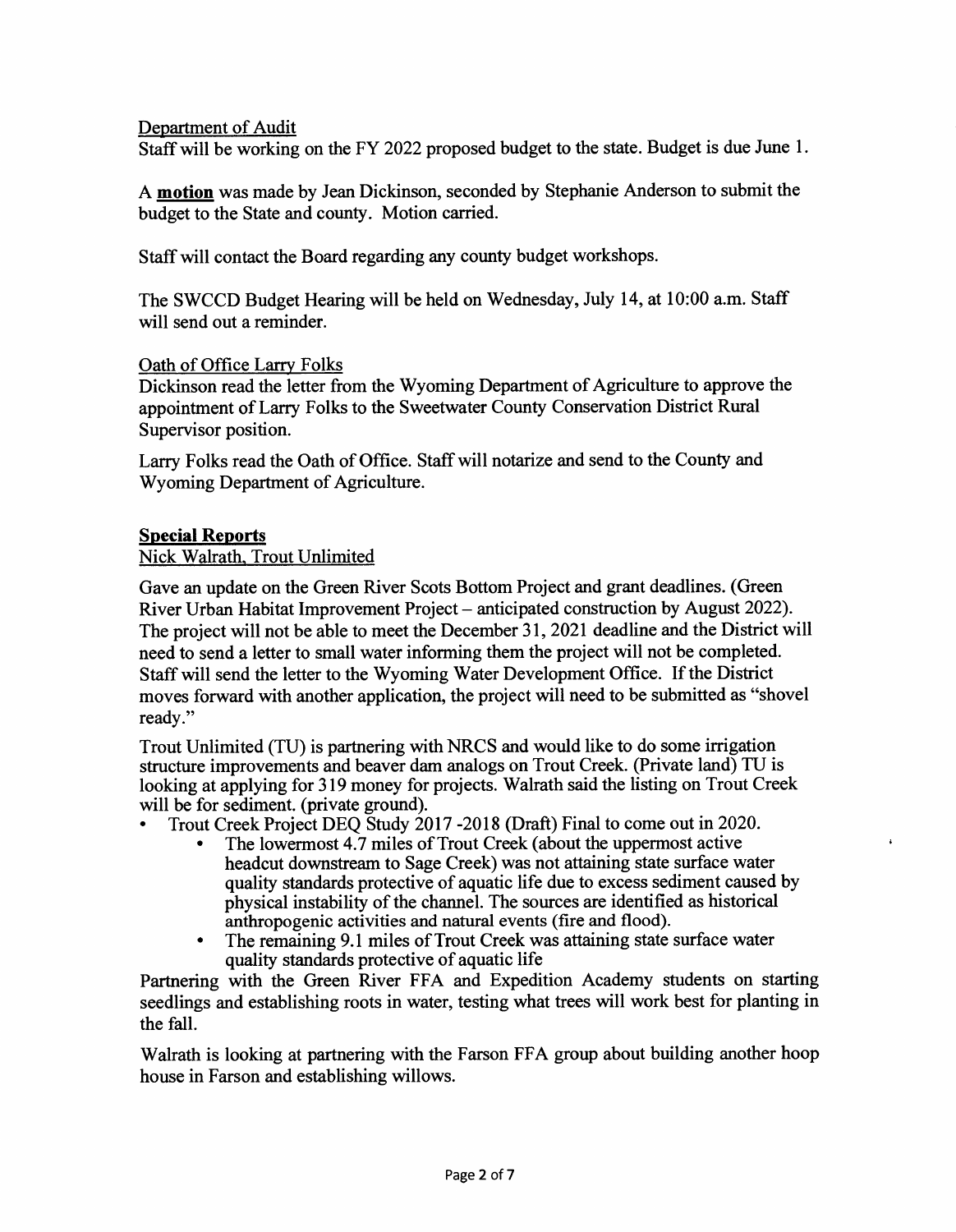Department of Audit

Staff will be working on the FY 2022 proposed budget to the state. Budget is due June 1.

A **motion** was made by Jean Dickinson, seconded by Stephanie Anderson to submit the budget to the State and county. Motion carried.

Staff will contact the Board regarding any county budget workshops.

The SWCCD Budget Hearing will be held on Wednesday, July 14, at 10:00 a.m. Staff will send out a reminder.

Oath of Office Larry Folks

Dickinson read the letter from the Wyoming Department of Agriculture to approve the appointment of Larry Folks to the Sweetwater County Conservation District Rural Supervisor position.

Larry Folks read the Oath of Office. Staff will notarize and send to the County and Wyoming Department of Agriculture.

**Special Reports**

Nick Walrath, Trout Unlimited

Gave an update on the Green River Scots Bottom Project and grant deadlines. (Green River Urban Habitat Improvement Project – anticipated construction by August 2022). The project will not be able to meet the December 31, 2021 deadline and the District will need to send a letter to small water informing them the project will not be completed. Staff will send the letter to the Wyoming Water Development Office. If the District moves forward with another application, the project will need to be submitted as "shovel ready."

Trout Unlimited (TU) is partnering with NRCS and would like to do some irrigation structure improvements and beaver dam analogs on Trout Creek. (Private land) TU is looking at applying for 319 money for projects. Walrath said the listing on Trout Creek will be for sediment. (private ground).

- Trout Creek Project DEQ Study 2017 -2018 (Draft) Final to come out in 2020.
    - The lowermost 4.7 miles of Trout Creek (about the uppermost active headcut downstream to Sage Creek) was not attaining state surface water quality standards protective of aquatic life due to excess sediment caused by physical instability of the channel. The sources are identified as historical anthropogenic activities and natural events (fire and flood).
    - The remaining 9.1 miles of Trout Creek was attaining state surface water quality standards protective of aquatic life

Partnering with the Green River FFA and Expedition Academy students on starting seedlings and establishing roots in water, testing what trees will work best for planting in the fall.

Walrath is looking at partnering with the Farson FFA group about building another hoop house in Farson and establishing willows.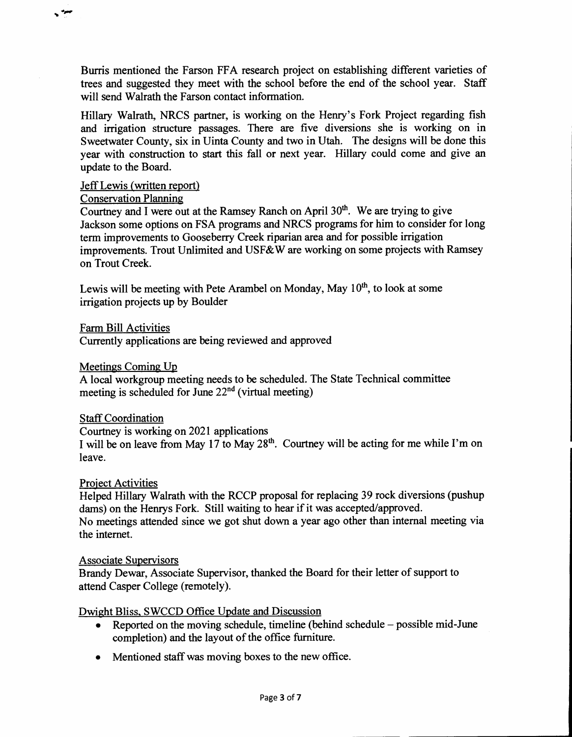Burris mentioned the Farson FFA research project on establishing different varieties of trees and suggested they meet with the school before the end of the school year. Staff will send Walrath the Farson contact information.

Hillary Walrath, NRCS partner, is working on the Henry's Fork Project regarding fish and irrigation structure passages. There are five diversions she is working on in Sweetwater County, six in Uinta County and two in Utah. The designs will be done this year with construction to start this fall or next year. Hillary could come and give an update to the Board.

Jeff Lewis (written report)

Conservation Planning

Courtney and I were out at the Ramsey Ranch on April 30th. We are trying to give Jackson some options on FSA programs and NRCS programs for him to consider for long term improvements to Gooseberry Creek riparian area and for possible irrigation improvements. Trout Unlimited and USF&W are working on some projects with Ramsey on Trout Creek.

Lewis will be meeting with Pete Arambel on Monday, May 10th, to look at some irrigation projects up by Boulder

Farm Bill Activities

Currently applications are being reviewed and approved

Meetings Coming Up

A local workgroup meeting needs to be scheduled. The State Technical committee meeting is scheduled for June 22nd (virtual meeting)

Staff Coordination

Courtney is working on 2021 applications

I will be on leave from May 17 to May 28th. Courtney will be acting for me while I'm on leave.

Project Activities

Helped Hillary Walrath with the RCCP proposal for replacing 39 rock diversions (pushup dams) on the Henrys Fork. Still waiting to hear if it was accepted/approved.

No meetings attended since we got shut down a year ago other than internal meeting via the internet.

Associate Supervisors

Brandy Dewar, Associate Supervisor, thanked the Board for their letter of support to attend Casper College (remotely).

Dwight Bliss, SWCCD Office Update and Discussion

- Reported on the moving schedule, timeline (behind schedule – possible mid-June completion) and the layout of the office furniture.
- Mentioned staff was moving boxes to the new office.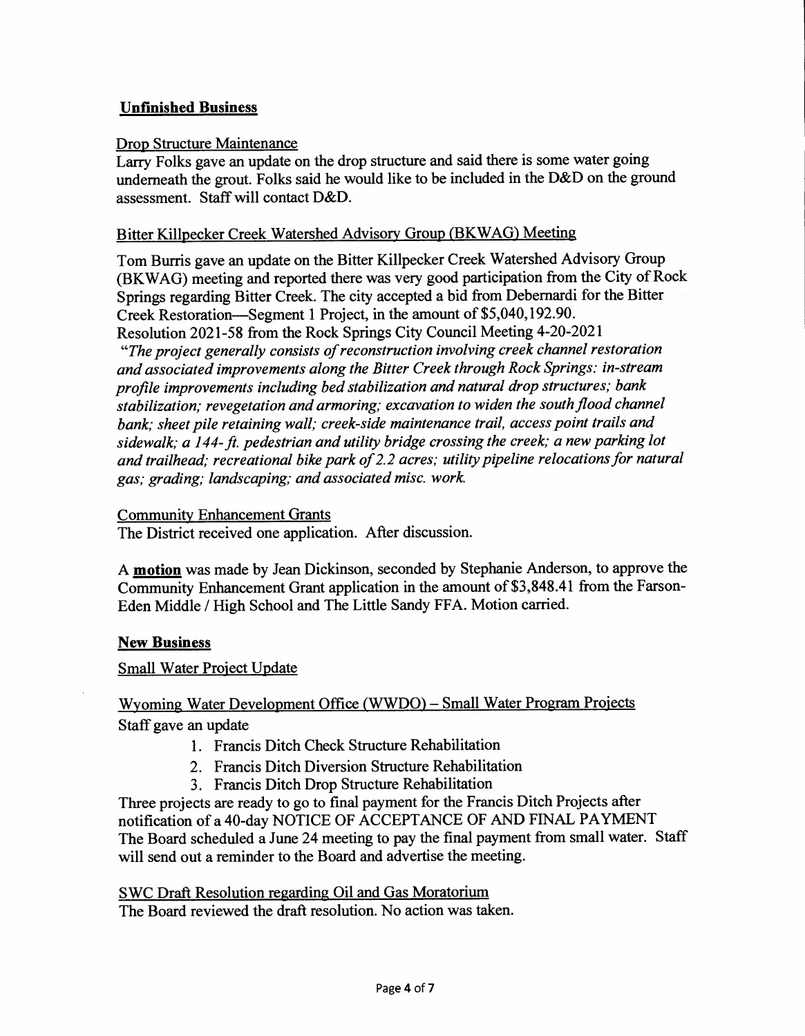## Unfinished Business

Drop Structure Maintenance

Larry Folks gave an update on the drop structure and said there is some water going underneath the grout. Folks said he would like to be included in the D&D on the ground assessment. Staff will contact D&D.

Bitter Killpecker Creek Watershed Advisory Group (BKWAG) Meeting

Tom Burris gave an update on the Bitter Killpecker Creek Watershed Advisory Group (BKWAG) meeting and reported there was very good participation from the City of Rock Springs regarding Bitter Creek. The city accepted a bid from Debernardi for the Bitter Creek Restoration—Segment 1 Project, in the amount of $5,040,192.90.
Resolution 2021-58 from the Rock Springs City Council Meeting 4-20-2021
*"The project generally consists of reconstruction involving creek channel restoration and associated improvements along the Bitter Creek through Rock Springs: in-stream profile improvements including bed stabilization and natural drop structures; bank stabilization; revegetation and armoring; excavation to widen the south flood channel bank; sheet pile retaining wall; creek-side maintenance trail, access point trails and sidewalk; a 144-ft. pedestrian and utility bridge crossing the creek; a new parking lot and trailhead; recreational bike park of 2.2 acres; utility pipeline relocations for natural gas; grading; landscaping; and associated misc. work.*

Community Enhancement Grants

The District received one application. After discussion.

A **motion** was made by Jean Dickinson, seconded by Stephanie Anderson, to approve the Community Enhancement Grant application in the amount of $3,848.41 from the Farson-Eden Middle / High School and The Little Sandy FFA. Motion carried.

## New Business

Small Water Project Update

Wyoming Water Development Office (WWDO) – Small Water Program Projects

Staff gave an update

1. Francis Ditch Check Structure Rehabilitation
2. Francis Ditch Diversion Structure Rehabilitation
3. Francis Ditch Drop Structure Rehabilitation

Three projects are ready to go to final payment for the Francis Ditch Projects after notification of a 40-day NOTICE OF ACCEPTANCE OF AND FINAL PAYMENT
The Board scheduled a June 24 meeting to pay the final payment from small water. Staff will send out a reminder to the Board and advertise the meeting.

SWC Draft Resolution regarding Oil and Gas Moratorium

The Board reviewed the draft resolution. No action was taken.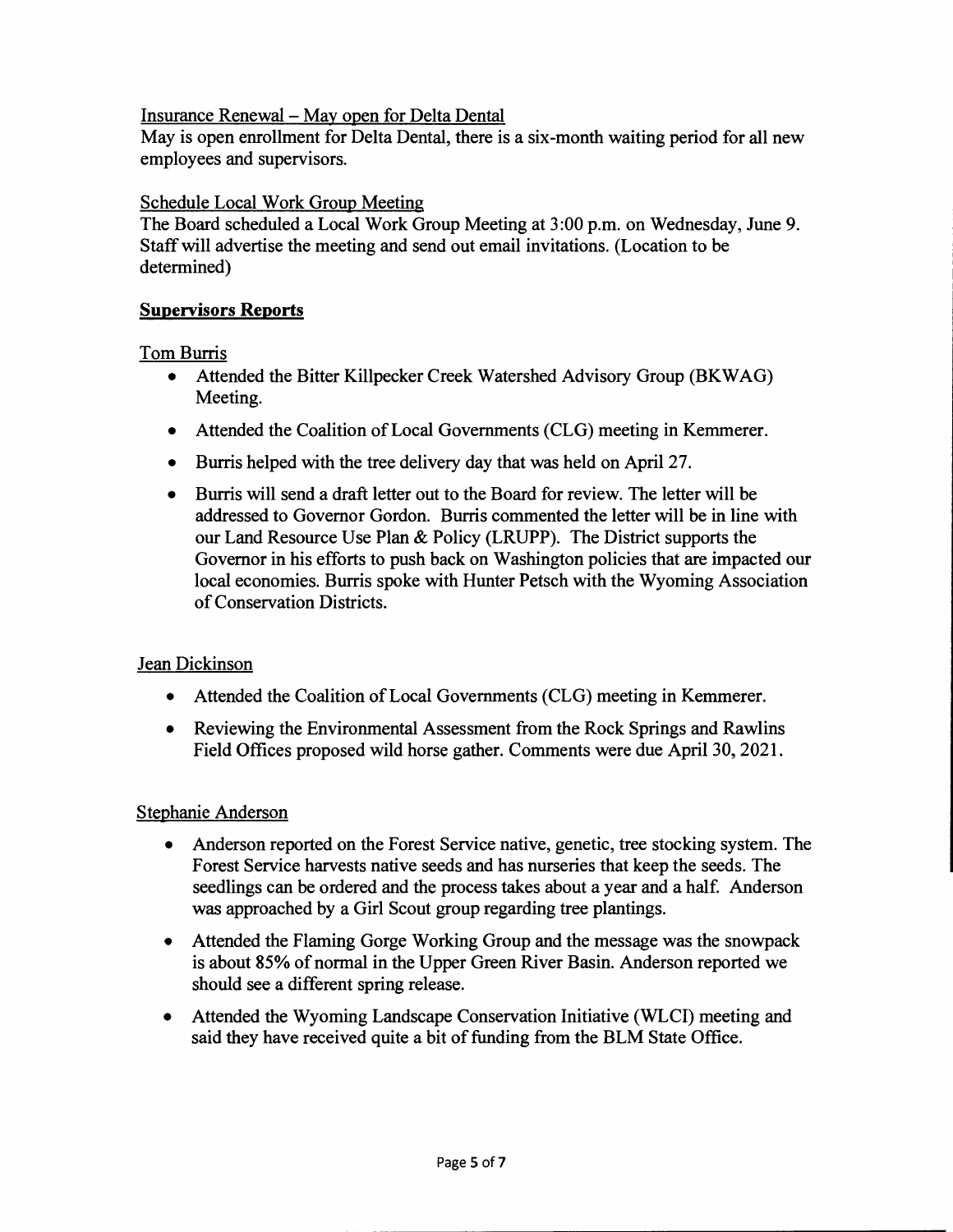Insurance Renewal – May open for Delta Dental

May is open enrollment for Delta Dental, there is a six-month waiting period for all new employees and supervisors.

Schedule Local Work Group Meeting

The Board scheduled a Local Work Group Meeting at 3:00 p.m. on Wednesday, June 9. Staff will advertise the meeting and send out email invitations. (Location to be determined)

## Supervisors Reports

Tom Burris

- Attended the Bitter Killpecker Creek Watershed Advisory Group (BKWAG) Meeting.
- Attended the Coalition of Local Governments (CLG) meeting in Kemmerer.
- Burris helped with the tree delivery day that was held on April 27.
- Burris will send a draft letter out to the Board for review. The letter will be addressed to Governor Gordon. Burris commented the letter will be in line with our Land Resource Use Plan & Policy (LRUPP). The District supports the Governor in his efforts to push back on Washington policies that are impacted our local economies. Burris spoke with Hunter Petsch with the Wyoming Association of Conservation Districts.

Jean Dickinson

- Attended the Coalition of Local Governments (CLG) meeting in Kemmerer.
- Reviewing the Environmental Assessment from the Rock Springs and Rawlins Field Offices proposed wild horse gather. Comments were due April 30, 2021.

Stephanie Anderson

- Anderson reported on the Forest Service native, genetic, tree stocking system. The Forest Service harvests native seeds and has nurseries that keep the seeds. The seedlings can be ordered and the process takes about a year and a half. Anderson was approached by a Girl Scout group regarding tree plantings.
- Attended the Flaming Gorge Working Group and the message was the snowpack is about 85% of normal in the Upper Green River Basin. Anderson reported we should see a different spring release.
- Attended the Wyoming Landscape Conservation Initiative (WLCI) meeting and said they have received quite a bit of funding from the BLM State Office.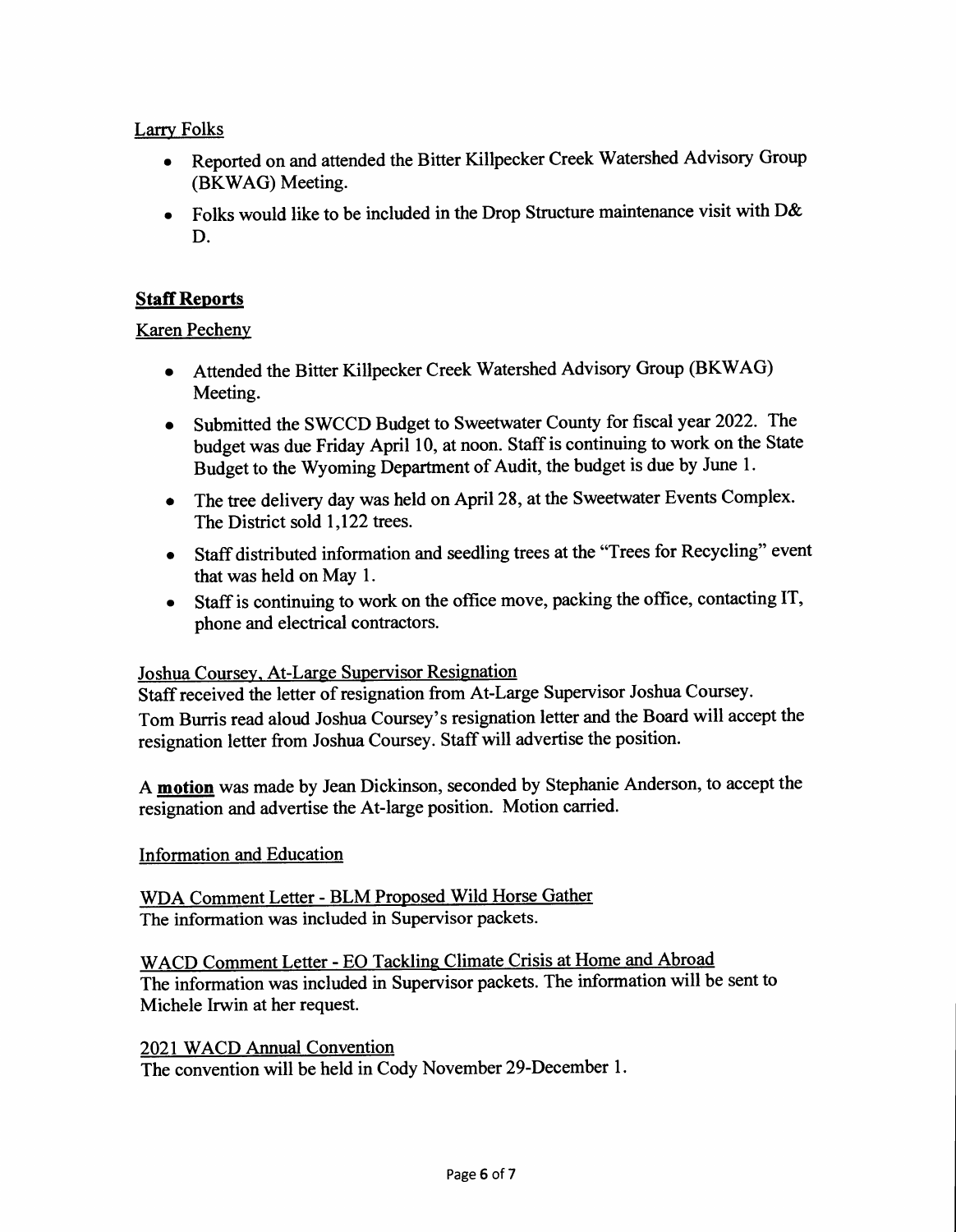Larry Folks

- Reported on and attended the Bitter Killpecker Creek Watershed Advisory Group (BKWAG) Meeting.
- Folks would like to be included in the Drop Structure maintenance visit with D& D.

**Staff Reports**

Karen Pecheny

- Attended the Bitter Killpecker Creek Watershed Advisory Group (BKWAG) Meeting.
- Submitted the SWCCD Budget to Sweetwater County for fiscal year 2022. The budget was due Friday April 10, at noon. Staff is continuing to work on the State Budget to the Wyoming Department of Audit, the budget is due by June 1.
- The tree delivery day was held on April 28, at the Sweetwater Events Complex. The District sold 1,122 trees.
- Staff distributed information and seedling trees at the "Trees for Recycling" event that was held on May 1.
- Staff is continuing to work on the office move, packing the office, contacting IT, phone and electrical contractors.

Joshua Coursey, At-Large Supervisor Resignation

Staff received the letter of resignation from At-Large Supervisor Joshua Coursey. Tom Burris read aloud Joshua Coursey's resignation letter and the Board will accept the resignation letter from Joshua Coursey. Staff will advertise the position.

A **motion** was made by Jean Dickinson, seconded by Stephanie Anderson, to accept the resignation and advertise the At-large position. Motion carried.

Information and Education

WDA Comment Letter - BLM Proposed Wild Horse Gather

The information was included in Supervisor packets.

WACD Comment Letter - EO Tackling Climate Crisis at Home and Abroad

The information was included in Supervisor packets. The information will be sent to Michele Irwin at her request.

2021 WACD Annual Convention

The convention will be held in Cody November 29-December 1.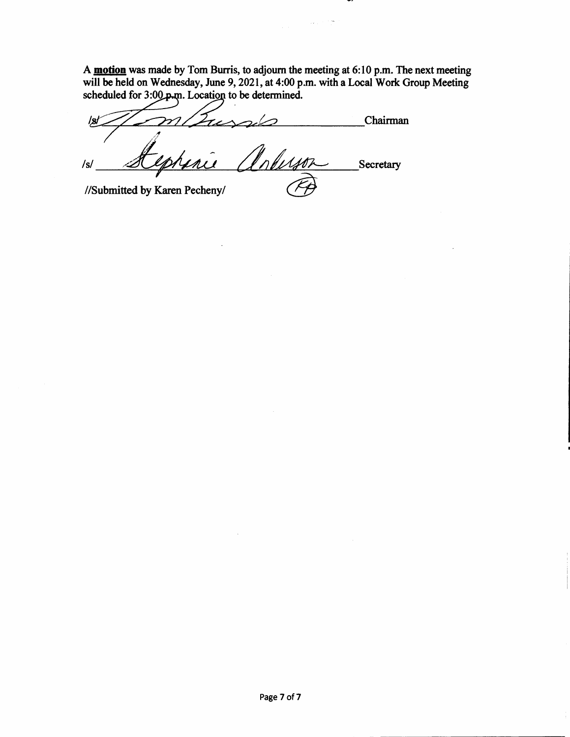A **motion** was made by Tom Burris, to adjourn the meeting at 6:10 p.m. The next meeting will be held on Wednesday, June 9, 2021, at 4:00 p.m. with a Local Work Group Meeting scheduled for 3:00 p.m. Location to be determined.

/s/ Tom Burris Chairman

/s/ Stephanie Anderson Secretary

//Submitted by Karen Pecheny/ KP